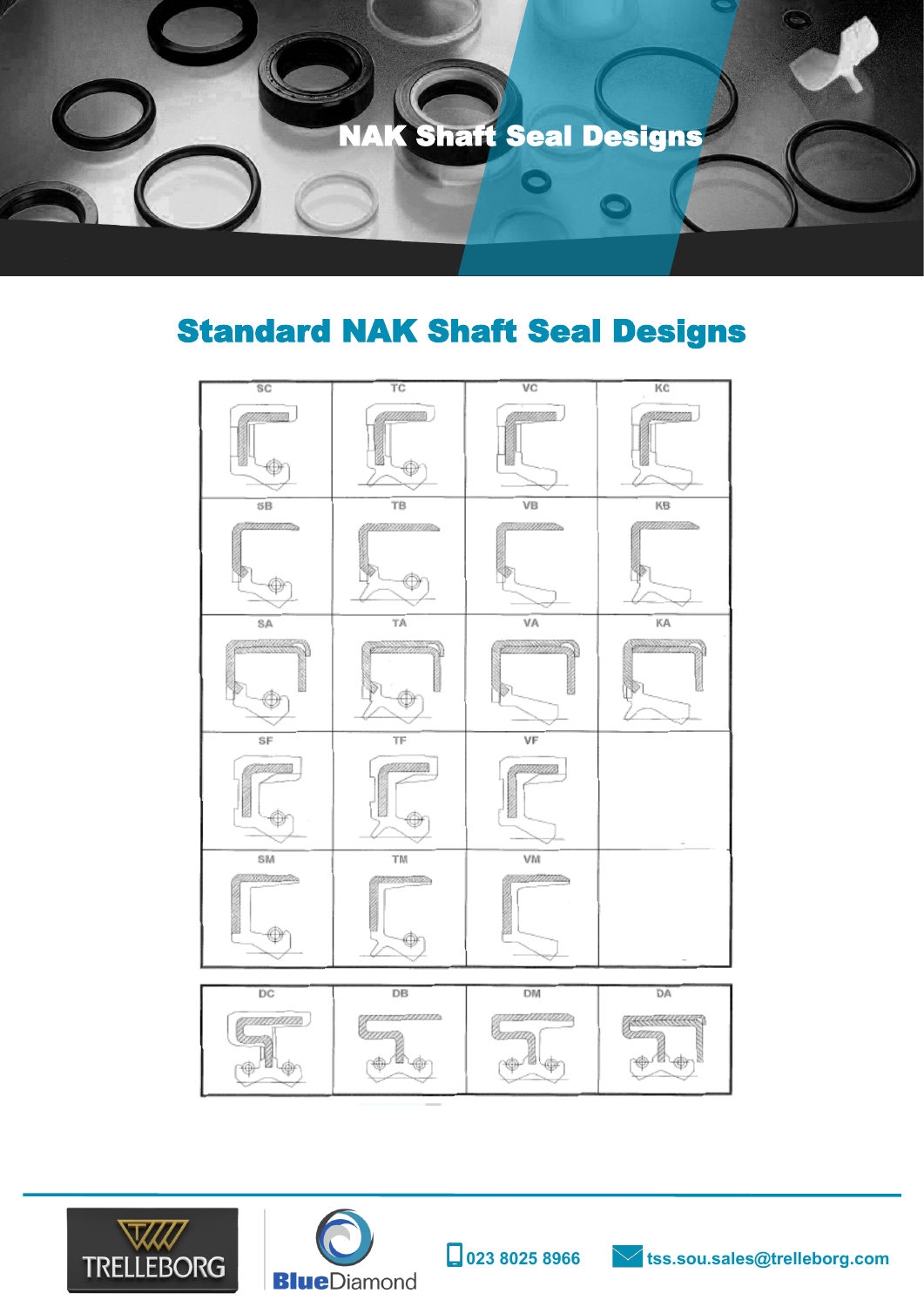# NAK Shaft Seal Designs

## Standard NAK Shaft Seal Designs

| SC | TC | VC | KC |
|---|---|---|---|
| SB | TB | VB | KB |
| SA | TA | VA | KA |
| SF | TF | VF | |
| SM | TM | VM | |

| DC | DB | DM | DA |
|---|---|---|---|

023 8025 8966

tss.sou.sales@trelleborg.com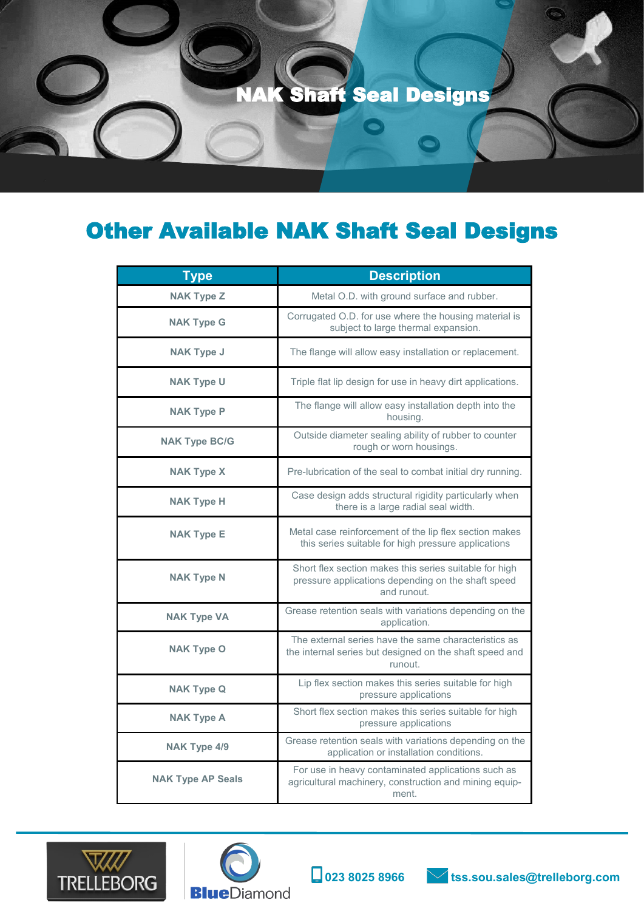# NAK Shaft Seal Designs

## Other Available NAK Shaft Seal Designs

| Type | Description |
|---|---|
| NAK Type Z | Metal O.D. with ground surface and rubber. |
| NAK Type G | Corrugated O.D. for use where the housing material is subject to large thermal expansion. |
| NAK Type J | The flange will allow easy installation or replacement. |
| NAK Type U | Triple flat lip design for use in heavy dirt applications. |
| NAK Type P | The flange will allow easy installation depth into the housing. |
| NAK Type BC/G | Outside diameter sealing ability of rubber to counter rough or worn housings. |
| NAK Type X | Pre-lubrication of the seal to combat initial dry running. |
| NAK Type H | Case design adds structural rigidity particularly when there is a large radial seal width. |
| NAK Type E | Metal case reinforcement of the lip flex section makes this series suitable for high pressure applications |
| NAK Type N | Short flex section makes this series suitable for high pressure applications depending on the shaft speed and runout. |
| NAK Type VA | Grease retention seals with variations depending on the application. |
| NAK Type O | The external series have the same characteristics as the internal series but designed on the shaft speed and runout. |
| NAK Type Q | Lip flex section makes this series suitable for high pressure applications |
| NAK Type A | Short flex section makes this series suitable for high pressure applications |
| NAK Type 4/9 | Grease retention seals with variations depending on the application or installation conditions. |
| NAK Type AP Seals | For use in heavy contaminated applications such as agricultural machinery, construction and mining equipment. |

TRELLEBORG BlueDiamond

023 8025 8966 tss.sou.sales@trelleborg.com